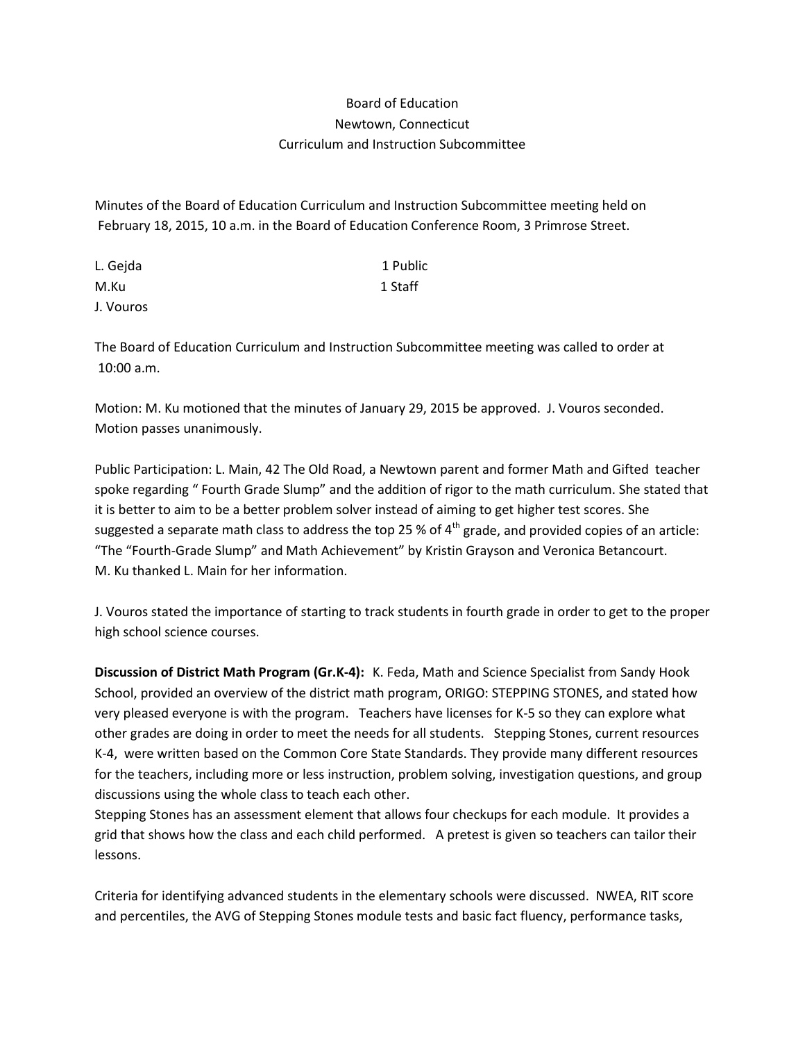Board of Education
Newtown, Connecticut
Curriculum and Instruction Subcommittee

Minutes of the Board of Education Curriculum and Instruction Subcommittee meeting held on February 18, 2015, 10 a.m. in the Board of Education Conference Room, 3 Primrose Street.

| | |
|---|---|
| L. Gejda | 1 Public |
| M.Ku | 1 Staff |
| J. Vouros | |

The Board of Education Curriculum and Instruction Subcommittee meeting was called to order at 10:00 a.m.

Motion: M. Ku motioned that the minutes of January 29, 2015 be approved. J. Vouros seconded. Motion passes unanimously.

Public Participation: L. Main, 42 The Old Road, a Newtown parent and former Math and Gifted teacher spoke regarding " Fourth Grade Slump" and the addition of rigor to the math curriculum. She stated that it is better to aim to be a better problem solver instead of aiming to get higher test scores. She suggested a separate math class to address the top 25 % of 4th grade, and provided copies of an article: "The "Fourth-Grade Slump" and Math Achievement" by Kristin Grayson and Veronica Betancourt. M. Ku thanked L. Main for her information.

J. Vouros stated the importance of starting to track students in fourth grade in order to get to the proper high school science courses.

**Discussion of District Math Program (Gr.K-4):** K. Feda, Math and Science Specialist from Sandy Hook School, provided an overview of the district math program, ORIGO: STEPPING STONES, and stated how very pleased everyone is with the program. Teachers have licenses for K-5 so they can explore what other grades are doing in order to meet the needs for all students. Stepping Stones, current resources K-4, were written based on the Common Core State Standards. They provide many different resources for the teachers, including more or less instruction, problem solving, investigation questions, and group discussions using the whole class to teach each other.
Stepping Stones has an assessment element that allows four checkups for each module. It provides a grid that shows how the class and each child performed. A pretest is given so teachers can tailor their lessons.

Criteria for identifying advanced students in the elementary schools were discussed. NWEA, RIT score and percentiles, the AVG of Stepping Stones module tests and basic fact fluency, performance tasks,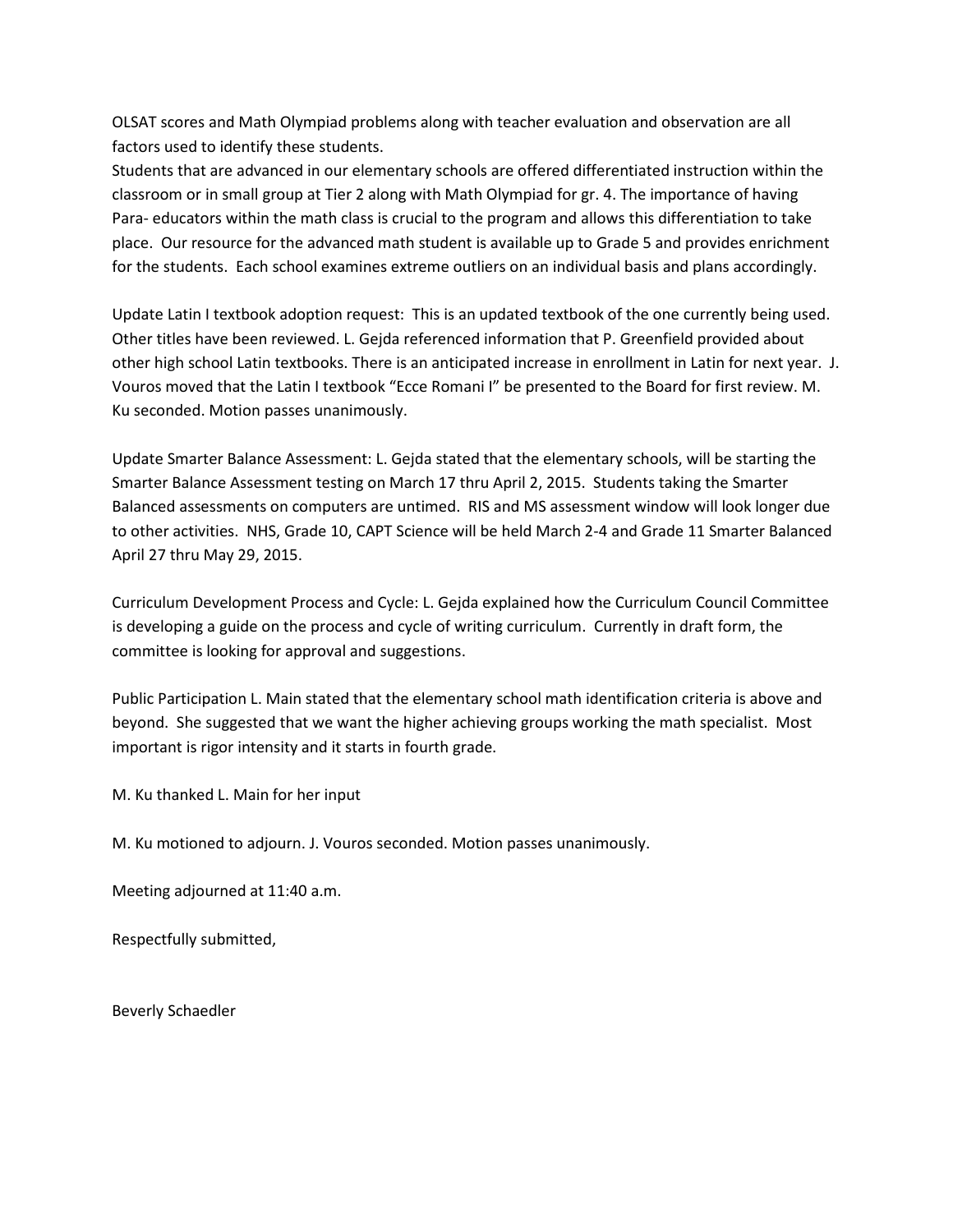OLSAT scores and Math Olympiad problems along with teacher evaluation and observation are all factors used to identify these students.

Students that are advanced in our elementary schools are offered differentiated instruction within the classroom or in small group at Tier 2 along with Math Olympiad for gr. 4. The importance of having Para- educators within the math class is crucial to the program and allows this differentiation to take place. Our resource for the advanced math student is available up to Grade 5 and provides enrichment for the students. Each school examines extreme outliers on an individual basis and plans accordingly.

Update Latin I textbook adoption request: This is an updated textbook of the one currently being used. Other titles have been reviewed. L. Gejda referenced information that P. Greenfield provided about other high school Latin textbooks. There is an anticipated increase in enrollment in Latin for next year. J. Vouros moved that the Latin I textbook "Ecce Romani I" be presented to the Board for first review. M. Ku seconded. Motion passes unanimously.

Update Smarter Balance Assessment: L. Gejda stated that the elementary schools, will be starting the Smarter Balance Assessment testing on March 17 thru April 2, 2015. Students taking the Smarter Balanced assessments on computers are untimed. RIS and MS assessment window will look longer due to other activities. NHS, Grade 10, CAPT Science will be held March 2-4 and Grade 11 Smarter Balanced April 27 thru May 29, 2015.

Curriculum Development Process and Cycle: L. Gejda explained how the Curriculum Council Committee is developing a guide on the process and cycle of writing curriculum. Currently in draft form, the committee is looking for approval and suggestions.

Public Participation L. Main stated that the elementary school math identification criteria is above and beyond. She suggested that we want the higher achieving groups working the math specialist. Most important is rigor intensity and it starts in fourth grade.

M. Ku thanked L. Main for her input

M. Ku motioned to adjourn. J. Vouros seconded. Motion passes unanimously.

Meeting adjourned at 11:40 a.m.

Respectfully submitted,

Beverly Schaedler